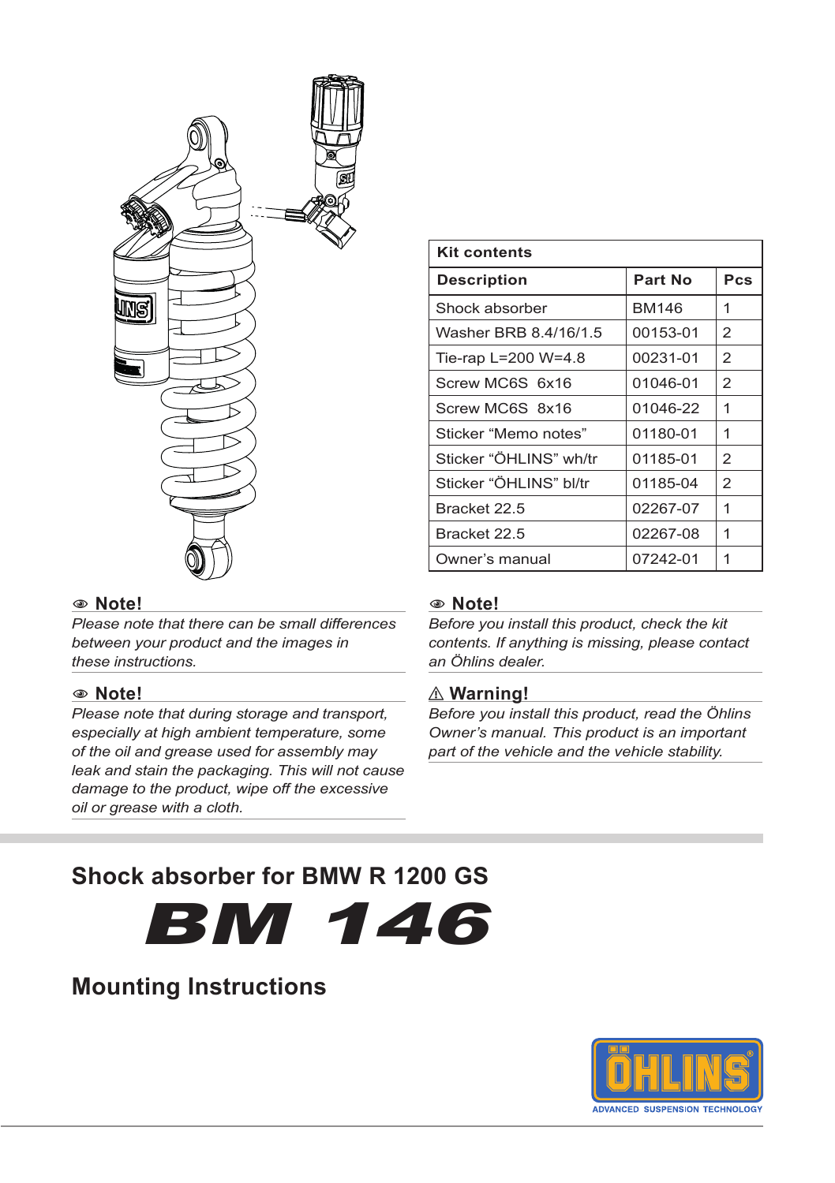| Kit contents | | |
|---|---|---|
| **Description** | **Part No** | **Pcs** |
| Shock absorber | BM146 | 1 |
| Washer BRB 8.4/16/1.5 | 00153-01 | 2 |
| Tie-rap L=200 W=4.8 | 00231-01 | 2 |
| Screw MC6S 6x16 | 01046-01 | 2 |
| Screw MC6S 8x16 | 01046-22 | 1 |
| Sticker “Memo notes” | 01180-01 | 1 |
| Sticker “ÖHLINS” wh/tr | 01185-01 | 2 |
| Sticker “ÖHLINS” bl/tr | 01185-04 | 2 |
| Bracket 22.5 | 02267-07 | 1 |
| Bracket 22.5 | 02267-08 | 1 |
| Owner’s manual | 07242-01 | 1 |

### Note!

*Please note that there can be small differences between your product and the images in these instructions.*

### Note!

*Please note that during storage and transport, especially at high ambient temperature, some of the oil and grease used for assembly may leak and stain the packaging. This will not cause damage to the product, wipe off the excessive oil or grease with a cloth.*

### Note!

*Before you install this product, check the kit contents. If anything is missing, please contact an Öhlins dealer.*

### ⚠ Warning!

*Before you install this product, read the Öhlins Owner’s manual. This product is an important part of the vehicle and the vehicle stability.*

## Shock absorber for BMW R 1200 GS

# BM 146

## Mounting Instructions

ÖHLINS
ADVANCED SUSPENSION TECHNOLOGY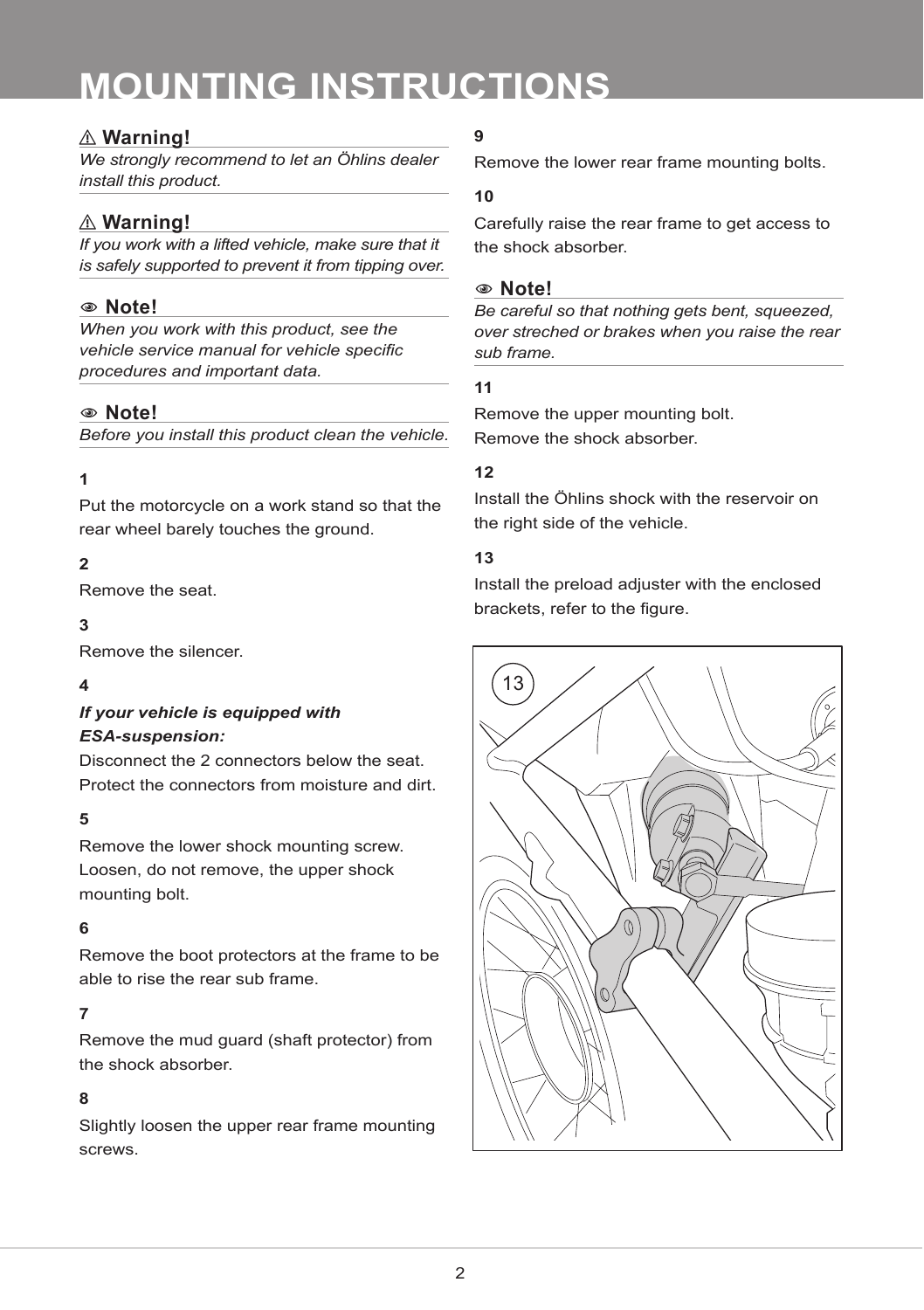# MOUNTING INSTRUCTIONS

⚠ **Warning!**

*We strongly recommend to let an Öhlins dealer install this product.*

⚠ **Warning!**

*If you work with a lifted vehicle, make sure that it is safely supported to prevent it from tipping over.*

**Note!**

*When you work with this product, see the vehicle service manual for vehicle specific procedures and important data.*

**Note!**

*Before you install this product clean the vehicle.*

**1**

Put the motorcycle on a work stand so that the rear wheel barely touches the ground.

**2**

Remove the seat.

**3**

Remove the silencer.

**4**

***If your vehicle is equipped with ESA-suspension:***

Disconnect the 2 connectors below the seat. Protect the connectors from moisture and dirt.

**5**

Remove the lower shock mounting screw. Loosen, do not remove, the upper shock mounting bolt.

**6**

Remove the boot protectors at the frame to be able to rise the rear sub frame.

**7**

Remove the mud guard (shaft protector) from the shock absorber.

**8**

Slightly loosen the upper rear frame mounting screws.

**9**

Remove the lower rear frame mounting bolts.

**10**

Carefully raise the rear frame to get access to the shock absorber.

**Note!**

*Be careful so that nothing gets bent, squeezed, over streched or brakes when you raise the rear sub frame.*

**11**

Remove the upper mounting bolt.
Remove the shock absorber.

**12**

Install the Öhlins shock with the reservoir on the right side of the vehicle.

**13**

Install the preload adjuster with the enclosed brackets, refer to the figure.

13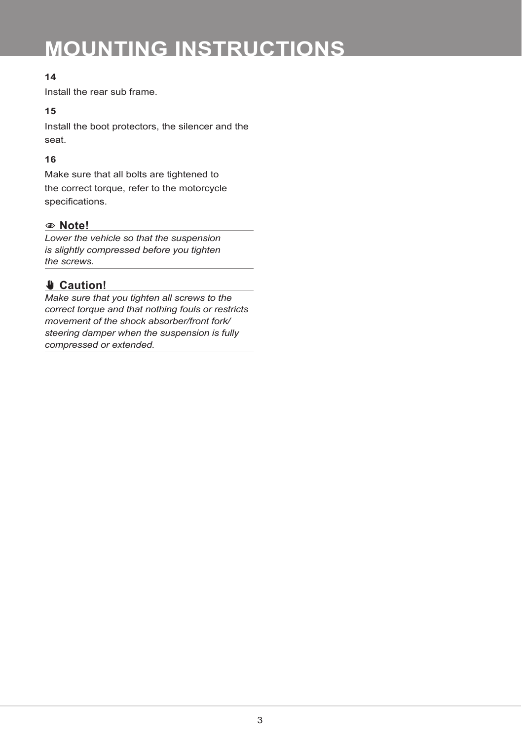# MOUNTING INSTRUCTIONS

**14**

Install the rear sub frame.

**15**

Install the boot protectors, the silencer and the seat.

**16**

Make sure that all bolts are tightened to the correct torque, refer to the motorcycle specifications.

**Note!**

*Lower the vehicle so that the suspension is slightly compressed before you tighten the screws.*

**Caution!**

*Make sure that you tighten all screws to the correct torque and that nothing fouls or restricts movement of the shock absorber/front fork/steering damper when the suspension is fully compressed or extended.*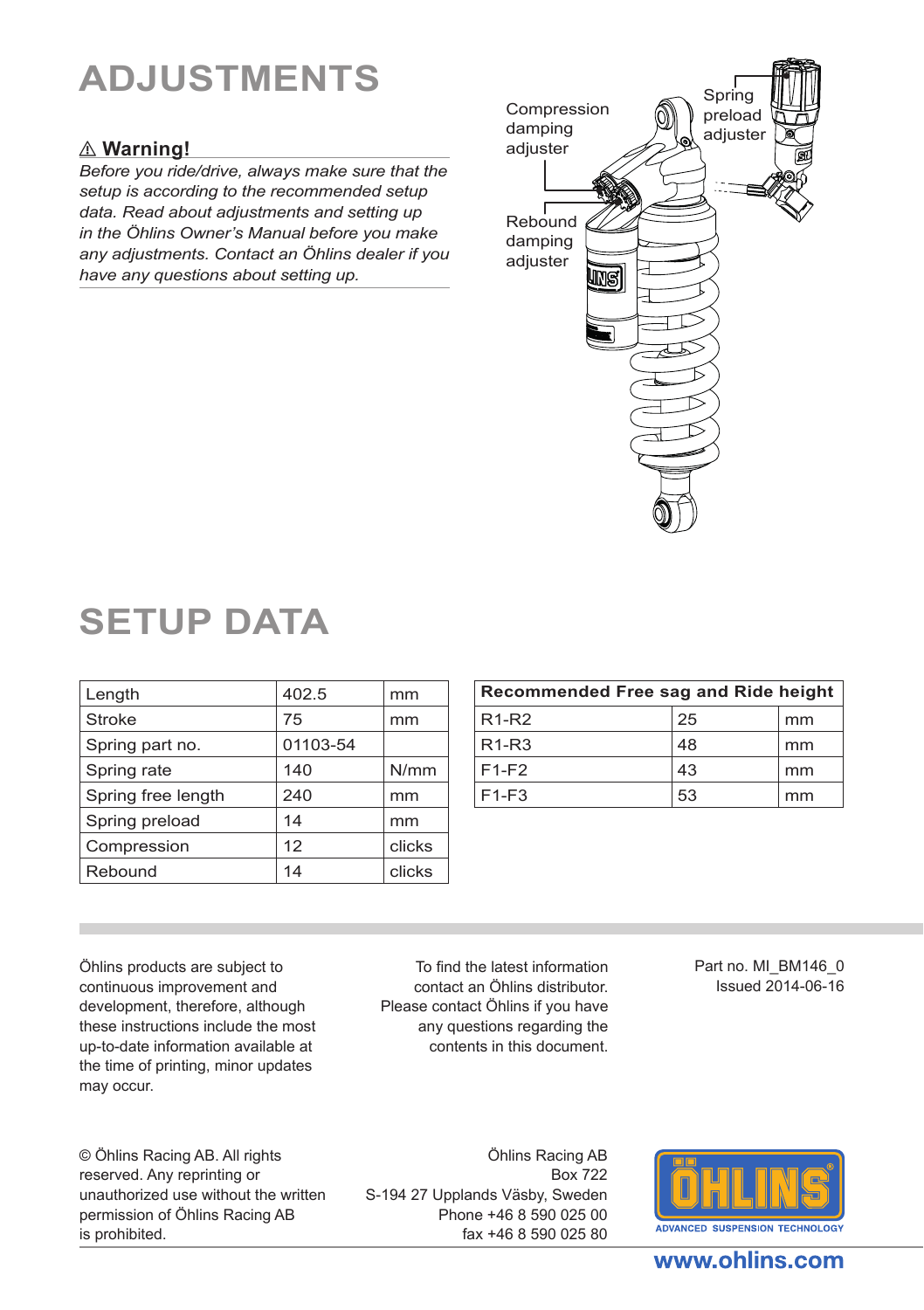# ADJUSTMENTS

### ⚠ Warning!

*Before you ride/drive, always make sure that the setup is according to the recommended setup data. Read about adjustments and setting up in the Öhlins Owner's Manual before you make any adjustments. Contact an Öhlins dealer if you have any questions about setting up.*

Compression damping adjuster

Spring preload adjuster

Rebound damping adjuster

# SETUP DATA

| | | |
|---|---|---|
| Length | 402.5 | mm |
| Stroke | 75 | mm |
| Spring part no. | 01103-54 | |
| Spring rate | 140 | N/mm |
| Spring free length | 240 | mm |
| Spring preload | 14 | mm |
| Compression | 12 | clicks |
| Rebound | 14 | clicks |

| Recommended Free sag and Ride height | | |
|---|---|---|
| R1-R2 | 25 | mm |
| R1-R3 | 48 | mm |
| F1-F2 | 43 | mm |
| F1-F3 | 53 | mm |

Öhlins products are subject to continuous improvement and development, therefore, although these instructions include the most up-to-date information available at the time of printing, minor updates may occur.

To find the latest information contact an Öhlins distributor. Please contact Öhlins if you have any questions regarding the contents in this document.

Part no. MI_BM146_0
Issued 2014-06-16

© Öhlins Racing AB. All rights reserved. Any reprinting or unauthorized use without the written permission of Öhlins Racing AB is prohibited.

Öhlins Racing AB
Box 722
S-194 27 Upplands Väsby, Sweden
Phone +46 8 590 025 00
fax +46 8 590 025 80

ÖHLINS
ADVANCED SUSPENSION TECHNOLOGY

www.ohlins.com